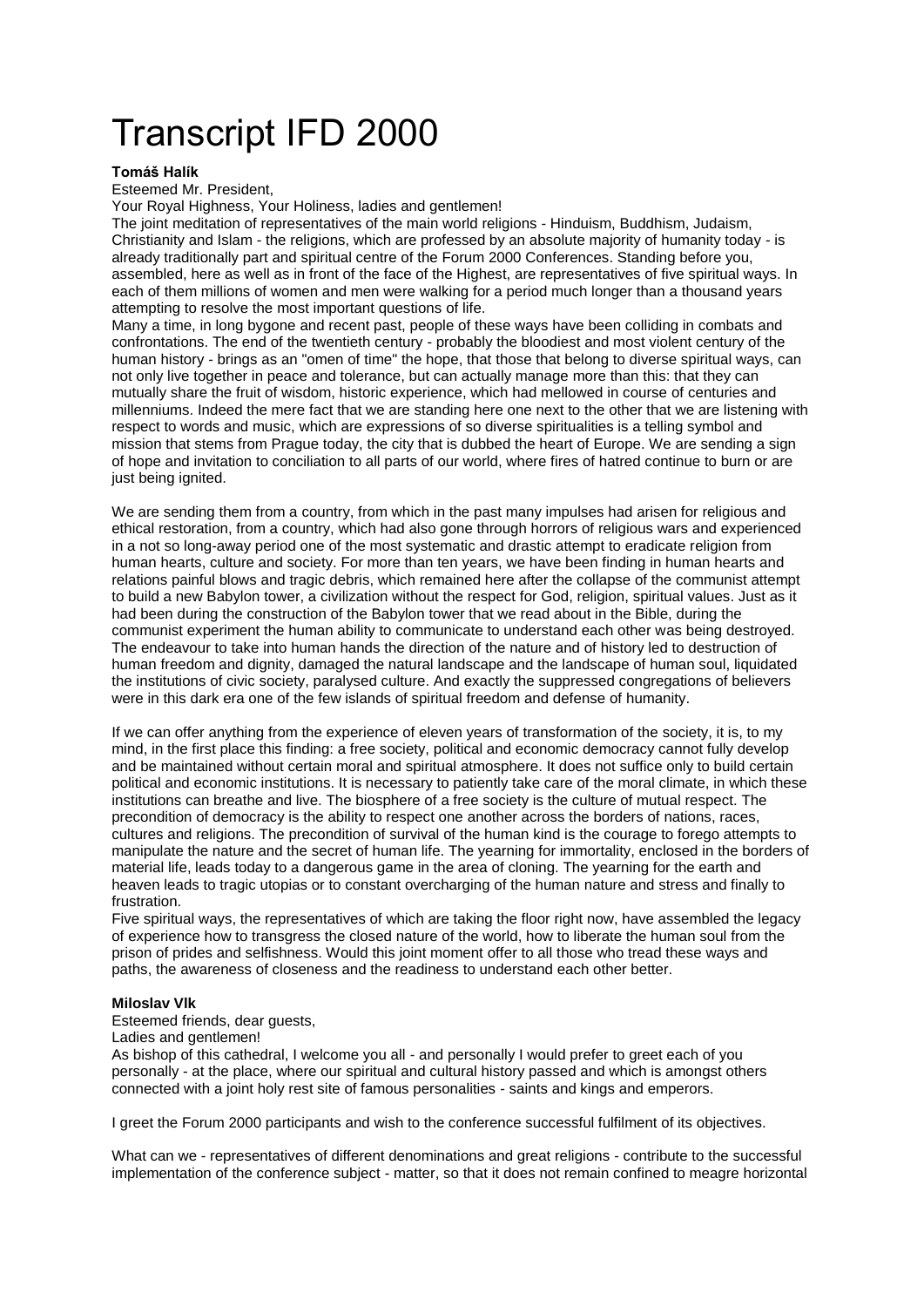# Transcript IFD 2000

**Tomáš Halík**

Esteemed Mr. President,

Your Royal Highness, Your Holiness, ladies and gentlemen!

The joint meditation of representatives of the main world religions - Hinduism, Buddhism, Judaism, Christianity and Islam - the religions, which are professed by an absolute majority of humanity today - is already traditionally part and spiritual centre of the Forum 2000 Conferences. Standing before you, assembled, here as well as in front of the face of the Highest, are representatives of five spiritual ways. In each of them millions of women and men were walking for a period much longer than a thousand years attempting to resolve the most important questions of life.

Many a time, in long bygone and recent past, people of these ways have been colliding in combats and confrontations. The end of the twentieth century - probably the bloodiest and most violent century of the human history - brings as an "omen of time" the hope, that those that belong to diverse spiritual ways, can not only live together in peace and tolerance, but can actually manage more than this: that they can mutually share the fruit of wisdom, historic experience, which had mellowed in course of centuries and millenniums. Indeed the mere fact that we are standing here one next to the other that we are listening with respect to words and music, which are expressions of so diverse spiritualities is a telling symbol and mission that stems from Prague today, the city that is dubbed the heart of Europe. We are sending a sign of hope and invitation to conciliation to all parts of our world, where fires of hatred continue to burn or are just being ignited.

We are sending them from a country, from which in the past many impulses had arisen for religious and ethical restoration, from a country, which had also gone through horrors of religious wars and experienced in a not so long-away period one of the most systematic and drastic attempt to eradicate religion from human hearts, culture and society. For more than ten years, we have been finding in human hearts and relations painful blows and tragic debris, which remained here after the collapse of the communist attempt to build a new Babylon tower, a civilization without the respect for God, religion, spiritual values. Just as it had been during the construction of the Babylon tower that we read about in the Bible, during the communist experiment the human ability to communicate to understand each other was being destroyed. The endeavour to take into human hands the direction of the nature and of history led to destruction of human freedom and dignity, damaged the natural landscape and the landscape of human soul, liquidated the institutions of civic society, paralysed culture. And exactly the suppressed congregations of believers were in this dark era one of the few islands of spiritual freedom and defense of humanity.

If we can offer anything from the experience of eleven years of transformation of the society, it is, to my mind, in the first place this finding: a free society, political and economic democracy cannot fully develop and be maintained without certain moral and spiritual atmosphere. It does not suffice only to build certain political and economic institutions. It is necessary to patiently take care of the moral climate, in which these institutions can breathe and live. The biosphere of a free society is the culture of mutual respect. The precondition of democracy is the ability to respect one another across the borders of nations, races, cultures and religions. The precondition of survival of the human kind is the courage to forego attempts to manipulate the nature and the secret of human life. The yearning for immortality, enclosed in the borders of material life, leads today to a dangerous game in the area of cloning. The yearning for the earth and heaven leads to tragic utopias or to constant overcharging of the human nature and stress and finally to frustration.

Five spiritual ways, the representatives of which are taking the floor right now, have assembled the legacy of experience how to transgress the closed nature of the world, how to liberate the human soul from the prison of prides and selfishness. Would this joint moment offer to all those who tread these ways and paths, the awareness of closeness and the readiness to understand each other better.

**Miloslav Vlk**

Esteemed friends, dear guests,

Ladies and gentlemen!

As bishop of this cathedral, I welcome you all - and personally I would prefer to greet each of you personally - at the place, where our spiritual and cultural history passed and which is amongst others connected with a joint holy rest site of famous personalities - saints and kings and emperors.

I greet the Forum 2000 participants and wish to the conference successful fulfilment of its objectives.

What can we - representatives of different denominations and great religions - contribute to the successful implementation of the conference subject - matter, so that it does not remain confined to meagre horizontal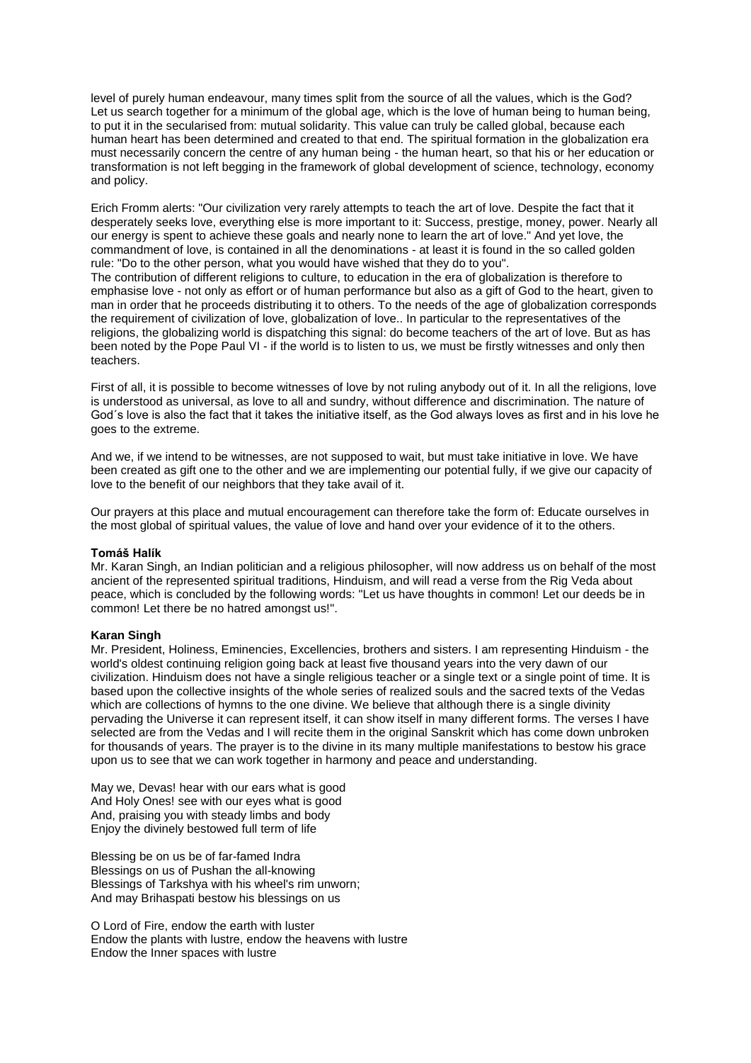level of purely human endeavour, many times split from the source of all the values, which is the God? Let us search together for a minimum of the global age, which is the love of human being to human being, to put it in the secularised from: mutual solidarity. This value can truly be called global, because each human heart has been determined and created to that end. The spiritual formation in the globalization era must necessarily concern the centre of any human being - the human heart, so that his or her education or transformation is not left begging in the framework of global development of science, technology, economy and policy.

Erich Fromm alerts: "Our civilization very rarely attempts to teach the art of love. Despite the fact that it desperately seeks love, everything else is more important to it: Success, prestige, money, power. Nearly all our energy is spent to achieve these goals and nearly none to learn the art of love." And yet love, the commandment of love, is contained in all the denominations - at least it is found in the so called golden rule: "Do to the other person, what you would have wished that they do to you".
The contribution of different religions to culture, to education in the era of globalization is therefore to emphasise love - not only as effort or of human performance but also as a gift of God to the heart, given to man in order that he proceeds distributing it to others. To the needs of the age of globalization corresponds the requirement of civilization of love, globalization of love.. In particular to the representatives of the religions, the globalizing world is dispatching this signal: do become teachers of the art of love. But as has been noted by the Pope Paul VI - if the world is to listen to us, we must be firstly witnesses and only then teachers.

First of all, it is possible to become witnesses of love by not ruling anybody out of it. In all the religions, love is understood as universal, as love to all and sundry, without difference and discrimination. The nature of God´s love is also the fact that it takes the initiative itself, as the God always loves as first and in his love he goes to the extreme.

And we, if we intend to be witnesses, are not supposed to wait, but must take initiative in love. We have been created as gift one to the other and we are implementing our potential fully, if we give our capacity of love to the benefit of our neighbors that they take avail of it.

Our prayers at this place and mutual encouragement can therefore take the form of: Educate ourselves in the most global of spiritual values, the value of love and hand over your evidence of it to the others.

**Tomáš Halík**
Mr. Karan Singh, an Indian politician and a religious philosopher, will now address us on behalf of the most ancient of the represented spiritual traditions, Hinduism, and will read a verse from the Rig Veda about peace, which is concluded by the following words: "Let us have thoughts in common! Let our deeds be in common! Let there be no hatred amongst us!".

**Karan Singh**
Mr. President, Holiness, Eminencies, Excellencies, brothers and sisters. I am representing Hinduism - the world's oldest continuing religion going back at least five thousand years into the very dawn of our civilization. Hinduism does not have a single religious teacher or a single text or a single point of time. It is based upon the collective insights of the whole series of realized souls and the sacred texts of the Vedas which are collections of hymns to the one divine. We believe that although there is a single divinity pervading the Universe it can represent itself, it can show itself in many different forms. The verses I have selected are from the Vedas and I will recite them in the original Sanskrit which has come down unbroken for thousands of years. The prayer is to the divine in its many multiple manifestations to bestow his grace upon us to see that we can work together in harmony and peace and understanding.

May we, Devas! hear with our ears what is good
And Holy Ones! see with our eyes what is good
And, praising you with steady limbs and body
Enjoy the divinely bestowed full term of life

Blessing be on us be of far-famed Indra
Blessings on us of Pushan the all-knowing
Blessings of Tarkshya with his wheel's rim unworn;
And may Brihaspati bestow his blessings on us

O Lord of Fire, endow the earth with luster
Endow the plants with lustre, endow the heavens with lustre
Endow the Inner spaces with lustre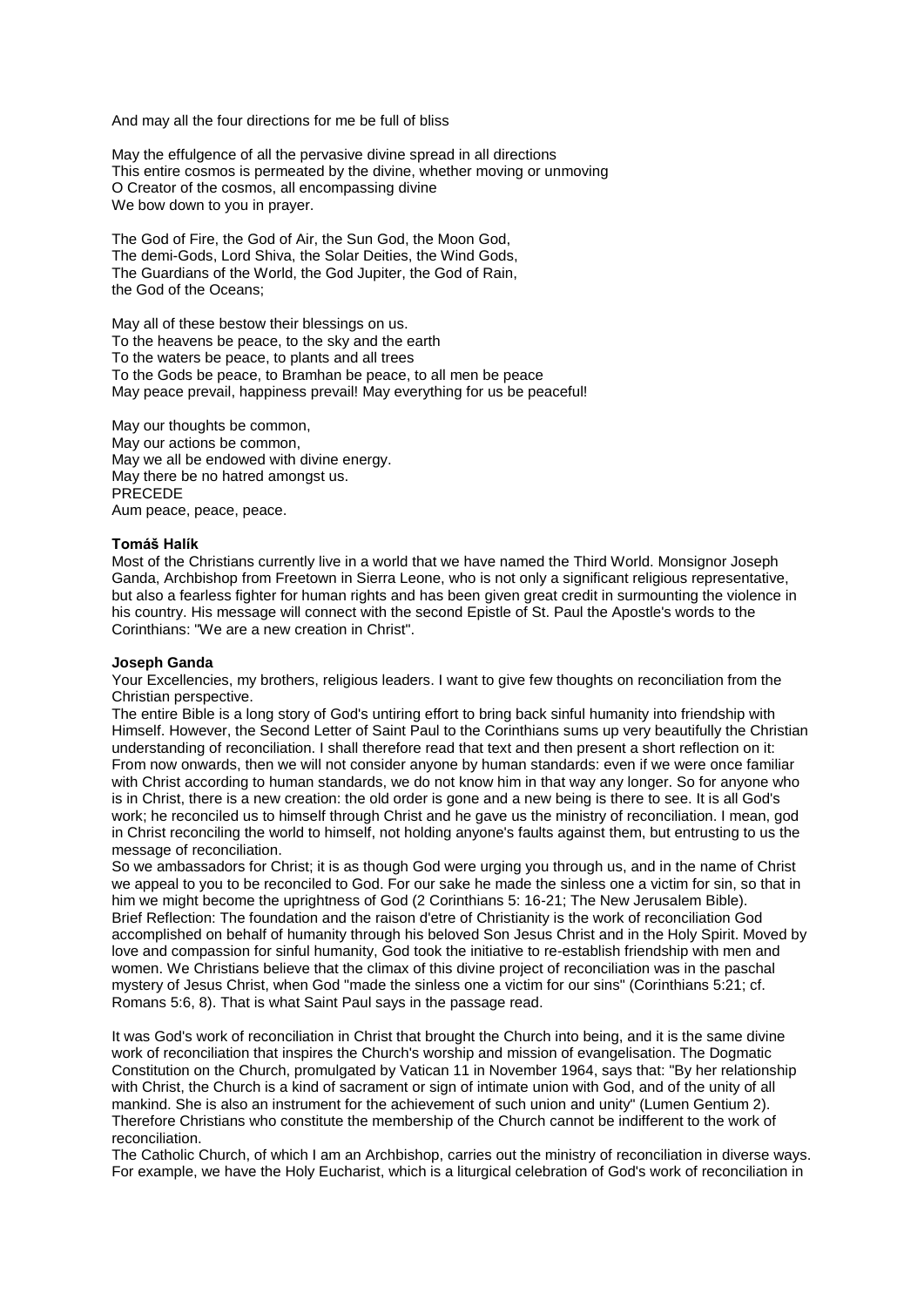And may all the four directions for me be full of bliss

May the effulgence of all the pervasive divine spread in all directions
This entire cosmos is permeated by the divine, whether moving or unmoving
O Creator of the cosmos, all encompassing divine
We bow down to you in prayer.

The God of Fire, the God of Air, the Sun God, the Moon God,
The demi-Gods, Lord Shiva, the Solar Deities, the Wind Gods,
The Guardians of the World, the God Jupiter, the God of Rain,
the God of the Oceans;

May all of these bestow their blessings on us.
To the heavens be peace, to the sky and the earth
To the waters be peace, to plants and all trees
To the Gods be peace, to Bramhan be peace, to all men be peace
May peace prevail, happiness prevail! May everything for us be peaceful!

May our thoughts be common,
May our actions be common,
May we all be endowed with divine energy.
May there be no hatred amongst us.
PRECEDE
Aum peace, peace, peace.

**Tomáš Halík**
Most of the Christians currently live in a world that we have named the Third World. Monsignor Joseph Ganda, Archbishop from Freetown in Sierra Leone, who is not only a significant religious representative, but also a fearless fighter for human rights and has been given great credit in surmounting the violence in his country. His message will connect with the second Epistle of St. Paul the Apostle's words to the Corinthians: "We are a new creation in Christ".

**Joseph Ganda**
Your Excellencies, my brothers, religious leaders. I want to give few thoughts on reconciliation from the Christian perspective.
The entire Bible is a long story of God's untiring effort to bring back sinful humanity into friendship with Himself. However, the Second Letter of Saint Paul to the Corinthians sums up very beautifully the Christian understanding of reconciliation. I shall therefore read that text and then present a short reflection on it: From now onwards, then we will not consider anyone by human standards: even if we were once familiar with Christ according to human standards, we do not know him in that way any longer. So for anyone who is in Christ, there is a new creation: the old order is gone and a new being is there to see. It is all God's work; he reconciled us to himself through Christ and he gave us the ministry of reconciliation. I mean, god in Christ reconciling the world to himself, not holding anyone's faults against them, but entrusting to us the message of reconciliation.
So we ambassadors for Christ; it is as though God were urging you through us, and in the name of Christ we appeal to you to be reconciled to God. For our sake he made the sinless one a victim for sin, so that in him we might become the uprightness of God (2 Corinthians 5: 16-21; The New Jerusalem Bible).
Brief Reflection: The foundation and the raison d'etre of Christianity is the work of reconciliation God accomplished on behalf of humanity through his beloved Son Jesus Christ and in the Holy Spirit. Moved by love and compassion for sinful humanity, God took the initiative to re-establish friendship with men and women. We Christians believe that the climax of this divine project of reconciliation was in the paschal mystery of Jesus Christ, when God "made the sinless one a victim for our sins" (Corinthians 5:21; cf. Romans 5:6, 8). That is what Saint Paul says in the passage read.

It was God's work of reconciliation in Christ that brought the Church into being, and it is the same divine work of reconciliation that inspires the Church's worship and mission of evangelisation. The Dogmatic Constitution on the Church, promulgated by Vatican 11 in November 1964, says that: "By her relationship with Christ, the Church is a kind of sacrament or sign of intimate union with God, and of the unity of all mankind. She is also an instrument for the achievement of such union and unity" (Lumen Gentium 2). Therefore Christians who constitute the membership of the Church cannot be indifferent to the work of reconciliation.
The Catholic Church, of which I am an Archbishop, carries out the ministry of reconciliation in diverse ways. For example, we have the Holy Eucharist, which is a liturgical celebration of God's work of reconciliation in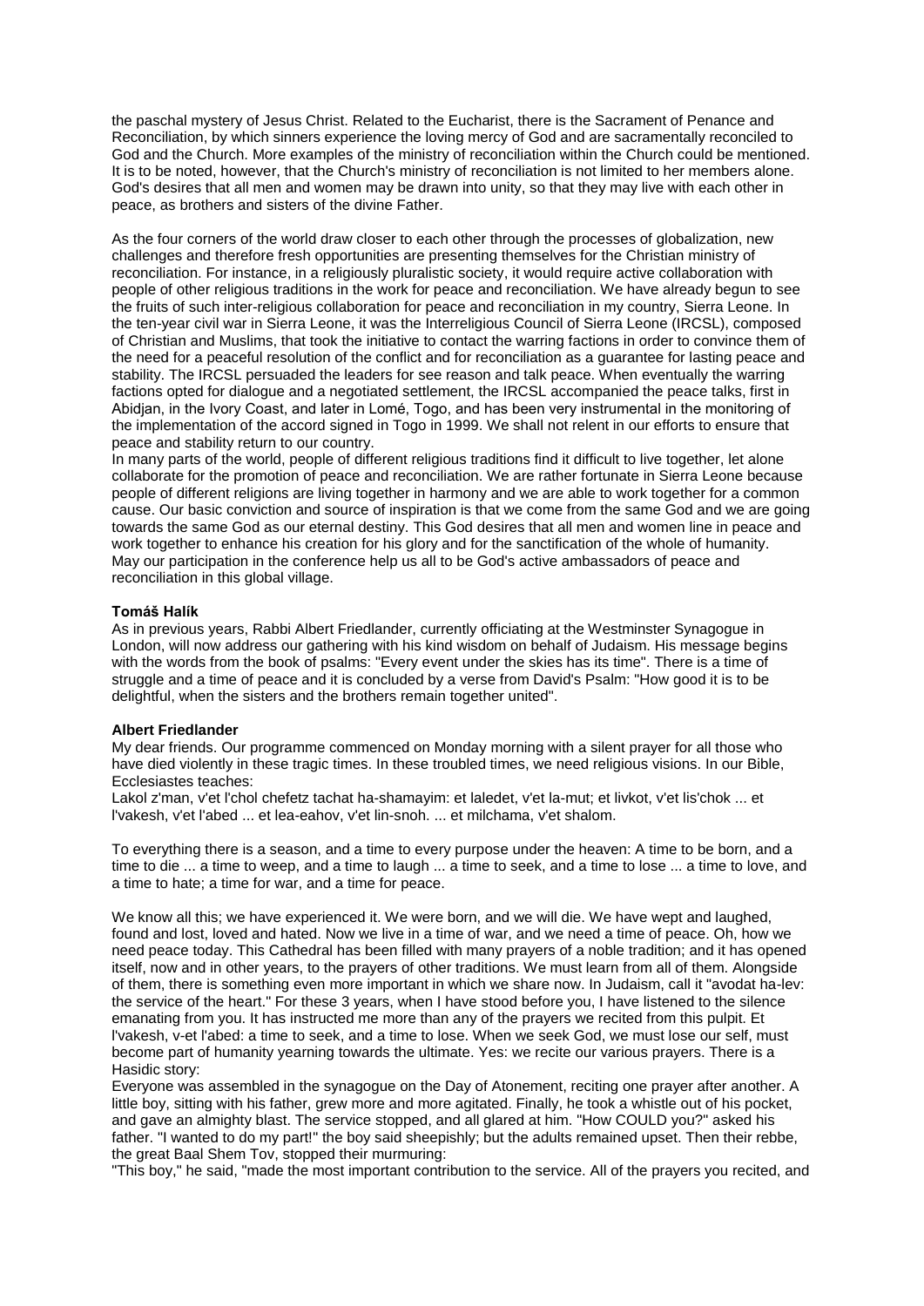the paschal mystery of Jesus Christ. Related to the Eucharist, there is the Sacrament of Penance and Reconciliation, by which sinners experience the loving mercy of God and are sacramentally reconciled to God and the Church. More examples of the ministry of reconciliation within the Church could be mentioned. It is to be noted, however, that the Church's ministry of reconciliation is not limited to her members alone. God's desires that all men and women may be drawn into unity, so that they may live with each other in peace, as brothers and sisters of the divine Father.

As the four corners of the world draw closer to each other through the processes of globalization, new challenges and therefore fresh opportunities are presenting themselves for the Christian ministry of reconciliation. For instance, in a religiously pluralistic society, it would require active collaboration with people of other religious traditions in the work for peace and reconciliation. We have already begun to see the fruits of such inter-religious collaboration for peace and reconciliation in my country, Sierra Leone. In the ten-year civil war in Sierra Leone, it was the Interreligious Council of Sierra Leone (IRCSL), composed of Christian and Muslims, that took the initiative to contact the warring factions in order to convince them of the need for a peaceful resolution of the conflict and for reconciliation as a guarantee for lasting peace and stability. The IRCSL persuaded the leaders for see reason and talk peace. When eventually the warring factions opted for dialogue and a negotiated settlement, the IRCSL accompanied the peace talks, first in Abidjan, in the Ivory Coast, and later in Lomé, Togo, and has been very instrumental in the monitoring of the implementation of the accord signed in Togo in 1999. We shall not relent in our efforts to ensure that peace and stability return to our country.

In many parts of the world, people of different religious traditions find it difficult to live together, let alone collaborate for the promotion of peace and reconciliation. We are rather fortunate in Sierra Leone because people of different religions are living together in harmony and we are able to work together for a common cause. Our basic conviction and source of inspiration is that we come from the same God and we are going towards the same God as our eternal destiny. This God desires that all men and women line in peace and work together to enhance his creation for his glory and for the sanctification of the whole of humanity.

May our participation in the conference help us all to be God's active ambassadors of peace and reconciliation in this global village.

**Tomáš Halík**

As in previous years, Rabbi Albert Friedlander, currently officiating at the Westminster Synagogue in London, will now address our gathering with his kind wisdom on behalf of Judaism. His message begins with the words from the book of psalms: "Every event under the skies has its time". There is a time of struggle and a time of peace and it is concluded by a verse from David's Psalm: "How good it is to be delightful, when the sisters and the brothers remain together united".

**Albert Friedlander**

My dear friends. Our programme commenced on Monday morning with a silent prayer for all those who have died violently in these tragic times. In these troubled times, we need religious visions. In our Bible, Ecclesiastes teaches:

Lakol z'man, v'et l'chol chefetz tachat ha-shamayim: et laledet, v'et la-mut; et livkot, v'et lis'chok ... et l'vakesh, v'et l'abed ... et lea-eahov, v'et lin-snoh. ... et milchama, v'et shalom.

To everything there is a season, and a time to every purpose under the heaven: A time to be born, and a time to die ... a time to weep, and a time to laugh ... a time to seek, and a time to lose ... a time to love, and a time to hate; a time for war, and a time for peace.

We know all this; we have experienced it. We were born, and we will die. We have wept and laughed, found and lost, loved and hated. Now we live in a time of war, and we need a time of peace. Oh, how we need peace today. This Cathedral has been filled with many prayers of a noble tradition; and it has opened itself, now and in other years, to the prayers of other traditions. We must learn from all of them. Alongside of them, there is something even more important in which we share now. In Judaism, call it "avodat ha-lev: the service of the heart." For these 3 years, when I have stood before you, I have listened to the silence emanating from you. It has instructed me more than any of the prayers we recited from this pulpit. Et l'vakesh, v-et l'abed: a time to seek, and a time to lose. When we seek God, we must lose our self, must become part of humanity yearning towards the ultimate. Yes: we recite our various prayers. There is a Hasidic story:

Everyone was assembled in the synagogue on the Day of Atonement, reciting one prayer after another. A little boy, sitting with his father, grew more and more agitated. Finally, he took a whistle out of his pocket, and gave an almighty blast. The service stopped, and all glared at him. "How COULD you?" asked his father. "I wanted to do my part!" the boy said sheepishly; but the adults remained upset. Then their rebbe, the great Baal Shem Tov, stopped their murmuring:

"This boy," he said, "made the most important contribution to the service. All of the prayers you recited, and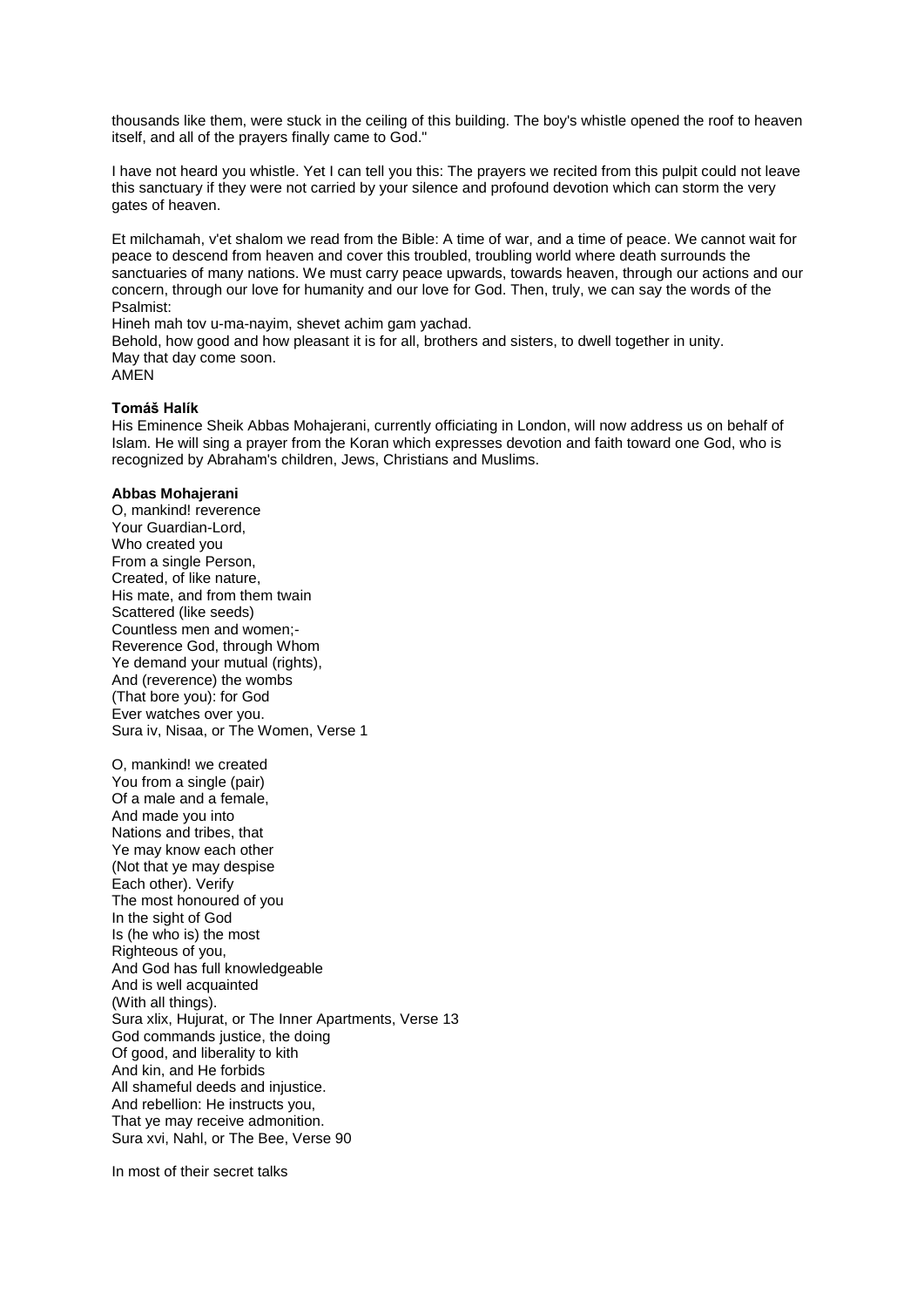thousands like them, were stuck in the ceiling of this building. The boy's whistle opened the roof to heaven itself, and all of the prayers finally came to God."

I have not heard you whistle. Yet I can tell you this: The prayers we recited from this pulpit could not leave this sanctuary if they were not carried by your silence and profound devotion which can storm the very gates of heaven.

Et milchamah, v'et shalom we read from the Bible: A time of war, and a time of peace. We cannot wait for peace to descend from heaven and cover this troubled, troubling world where death surrounds the sanctuaries of many nations. We must carry peace upwards, towards heaven, through our actions and our concern, through our love for humanity and our love for God. Then, truly, we can say the words of the Psalmist:
Hineh mah tov u-ma-nayim, shevet achim gam yachad.
Behold, how good and how pleasant it is for all, brothers and sisters, to dwell together in unity.
May that day come soon.
AMEN

**Tomáš Halík**
His Eminence Sheik Abbas Mohajerani, currently officiating in London, will now address us on behalf of Islam. He will sing a prayer from the Koran which expresses devotion and faith toward one God, who is recognized by Abraham's children, Jews, Christians and Muslims.

**Abbas Mohajerani**
O, mankind! reverence
Your Guardian-Lord,
Who created you
From a single Person,
Created, of like nature,
His mate, and from them twain
Scattered (like seeds)
Countless men and women;-
Reverence God, through Whom
Ye demand your mutual (rights),
And (reverence) the wombs
(That bore you): for God
Ever watches over you.
Sura iv, Nisaa, or The Women, Verse 1

O, mankind! we created
You from a single (pair)
Of a male and a female,
And made you into
Nations and tribes, that
Ye may know each other
(Not that ye may despise
Each other). Verify
The most honoured of you
In the sight of God
Is (he who is) the most
Righteous of you,
And God has full knowledgeable
And is well acquainted
(With all things).
Sura xlix, Hujurat, or The Inner Apartments, Verse 13
God commands justice, the doing
Of good, and liberality to kith
And kin, and He forbids
All shameful deeds and injustice.
And rebellion: He instructs you,
That ye may receive admonition.
Sura xvi, Nahl, or The Bee, Verse 90

In most of their secret talks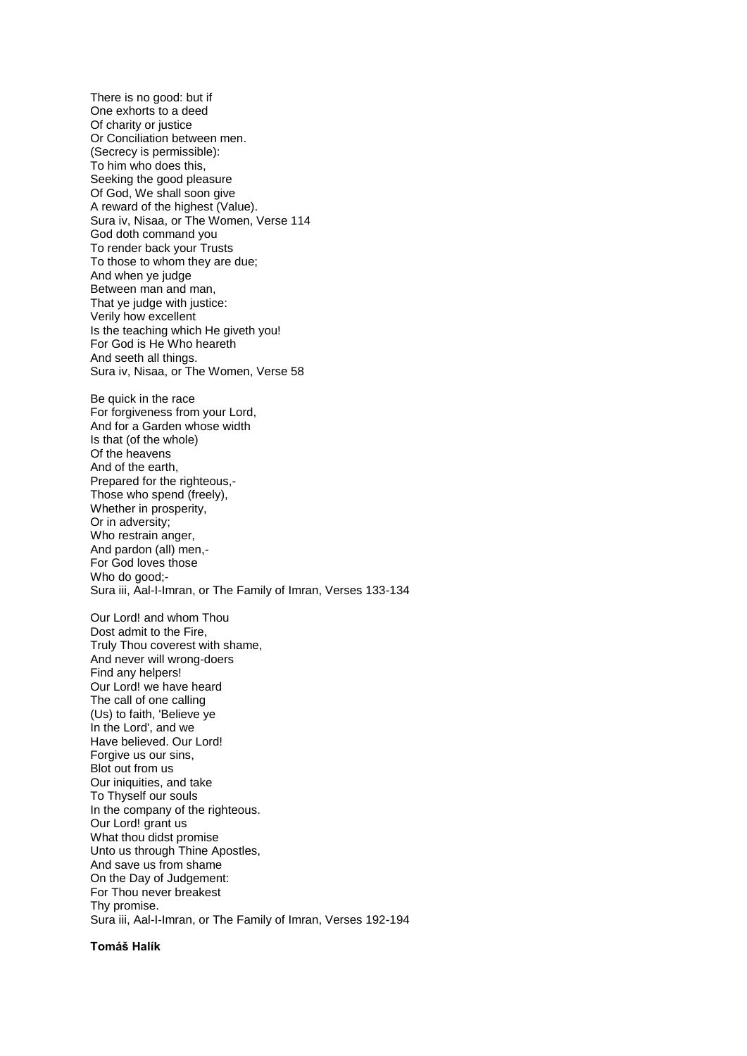There is no good: but if
One exhorts to a deed
Of charity or justice
Or Conciliation between men.
(Secrecy is permissible):
To him who does this,
Seeking the good pleasure
Of God, We shall soon give
A reward of the highest (Value).
Sura iv, Nisaa, or The Women, Verse 114
God doth command you
To render back your Trusts
To those to whom they are due;
And when ye judge
Between man and man,
That ye judge with justice:
Verily how excellent
Is the teaching which He giveth you!
For God is He Who heareth
And seeth all things.
Sura iv, Nisaa, or The Women, Verse 58

Be quick in the race
For forgiveness from your Lord,
And for a Garden whose width
Is that (of the whole)
Of the heavens
And of the earth,
Prepared for the righteous,-
Those who spend (freely),
Whether in prosperity,
Or in adversity;
Who restrain anger,
And pardon (all) men,-
For God loves those
Who do good;-
Sura iii, Aal-I-Imran, or The Family of Imran, Verses 133-134

Our Lord! and whom Thou
Dost admit to the Fire,
Truly Thou coverest with shame,
And never will wrong-doers
Find any helpers!
Our Lord! we have heard
The call of one calling
(Us) to faith, 'Believe ye
In the Lord', and we
Have believed. Our Lord!
Forgive us our sins,
Blot out from us
Our iniquities, and take
To Thyself our souls
In the company of the righteous.
Our Lord! grant us
What thou didst promise
Unto us through Thine Apostles,
And save us from shame
On the Day of Judgement:
For Thou never breakest
Thy promise.
Sura iii, Aal-I-Imran, or The Family of Imran, Verses 192-194

**Tomáš Halík**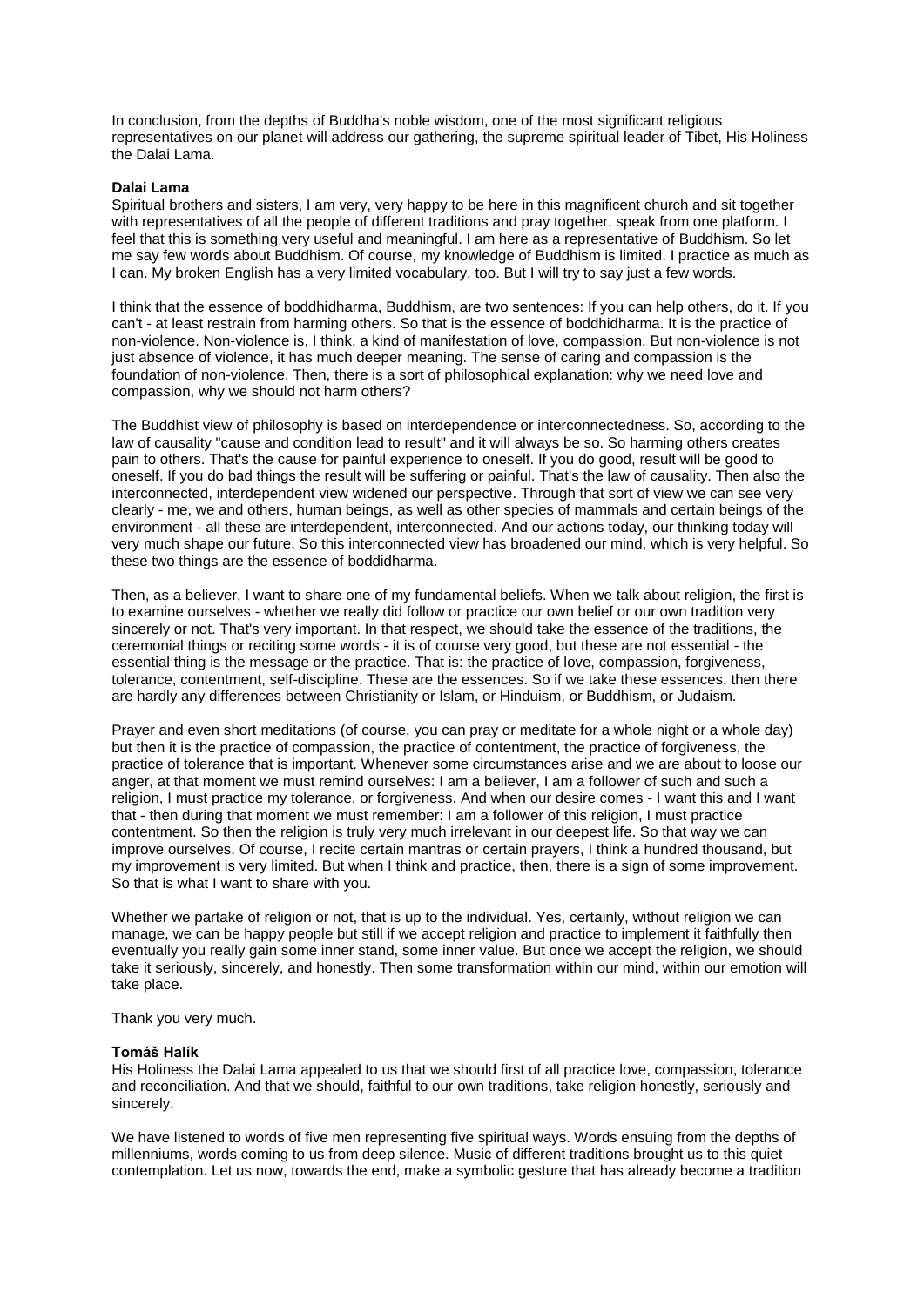In conclusion, from the depths of Buddha's noble wisdom, one of the most significant religious representatives on our planet will address our gathering, the supreme spiritual leader of Tibet, His Holiness the Dalai Lama.

**Dalai Lama**

Spiritual brothers and sisters, I am very, very happy to be here in this magnificent church and sit together with representatives of all the people of different traditions and pray together, speak from one platform. I feel that this is something very useful and meaningful. I am here as a representative of Buddhism. So let me say few words about Buddhism. Of course, my knowledge of Buddhism is limited. I practice as much as I can. My broken English has a very limited vocabulary, too. But I will try to say just a few words.

I think that the essence of boddhidharma, Buddhism, are two sentences: If you can help others, do it. If you can't - at least restrain from harming others. So that is the essence of boddhidharma. It is the practice of non-violence. Non-violence is, I think, a kind of manifestation of love, compassion. But non-violence is not just absence of violence, it has much deeper meaning. The sense of caring and compassion is the foundation of non-violence. Then, there is a sort of philosophical explanation: why we need love and compassion, why we should not harm others?

The Buddhist view of philosophy is based on interdependence or interconnectedness. So, according to the law of causality "cause and condition lead to result" and it will always be so. So harming others creates pain to others. That's the cause for painful experience to oneself. If you do good, result will be good to oneself. If you do bad things the result will be suffering or painful. That's the law of causality. Then also the interconnected, interdependent view widened our perspective. Through that sort of view we can see very clearly - me, we and others, human beings, as well as other species of mammals and certain beings of the environment - all these are interdependent, interconnected. And our actions today, our thinking today will very much shape our future. So this interconnected view has broadened our mind, which is very helpful. So these two things are the essence of boddidharma.

Then, as a believer, I want to share one of my fundamental beliefs. When we talk about religion, the first is to examine ourselves - whether we really did follow or practice our own belief or our own tradition very sincerely or not. That's very important. In that respect, we should take the essence of the traditions, the ceremonial things or reciting some words - it is of course very good, but these are not essential - the essential thing is the message or the practice. That is: the practice of love, compassion, forgiveness, tolerance, contentment, self-discipline. These are the essences. So if we take these essences, then there are hardly any differences between Christianity or Islam, or Hinduism, or Buddhism, or Judaism.

Prayer and even short meditations (of course, you can pray or meditate for a whole night or a whole day) but then it is the practice of compassion, the practice of contentment, the practice of forgiveness, the practice of tolerance that is important. Whenever some circumstances arise and we are about to loose our anger, at that moment we must remind ourselves: I am a believer, I am a follower of such and such a religion, I must practice my tolerance, or forgiveness. And when our desire comes - I want this and I want that - then during that moment we must remember: I am a follower of this religion, I must practice contentment. So then the religion is truly very much irrelevant in our deepest life. So that way we can improve ourselves. Of course, I recite certain mantras or certain prayers, I think a hundred thousand, but my improvement is very limited. But when I think and practice, then, there is a sign of some improvement. So that is what I want to share with you.

Whether we partake of religion or not, that is up to the individual. Yes, certainly, without religion we can manage, we can be happy people but still if we accept religion and practice to implement it faithfully then eventually you really gain some inner stand, some inner value. But once we accept the religion, we should take it seriously, sincerely, and honestly. Then some transformation within our mind, within our emotion will take place.

Thank you very much.

**Tomáš Halík**

His Holiness the Dalai Lama appealed to us that we should first of all practice love, compassion, tolerance and reconciliation. And that we should, faithful to our own traditions, take religion honestly, seriously and sincerely.

We have listened to words of five men representing five spiritual ways. Words ensuing from the depths of milleniums, words coming to us from deep silence. Music of different traditions brought us to this quiet contemplation. Let us now, towards the end, make a symbolic gesture that has already become a tradition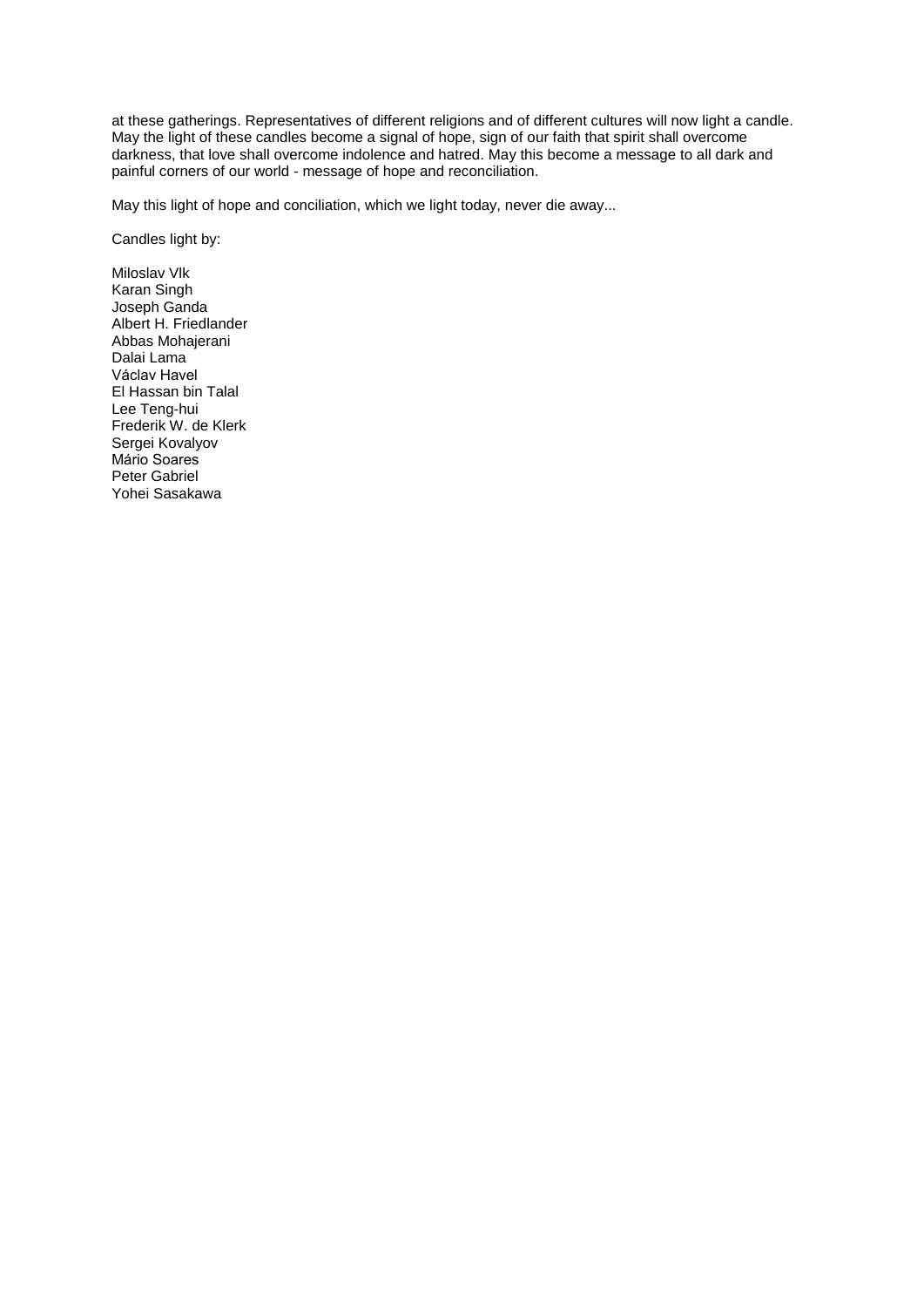at these gatherings. Representatives of different religions and of different cultures will now light a candle. May the light of these candles become a signal of hope, sign of our faith that spirit shall overcome darkness, that love shall overcome indolence and hatred. May this become a message to all dark and painful corners of our world - message of hope and reconciliation.

May this light of hope and conciliation, which we light today, never die away...

Candles light by:

Miloslav Vlk
Karan Singh
Joseph Ganda
Albert H. Friedlander
Abbas Mohajerani
Dalai Lama
Václav Havel
El Hassan bin Talal
Lee Teng-hui
Frederik W. de Klerk
Sergei Kovalyov
Mário Soares
Peter Gabriel
Yohei Sasakawa